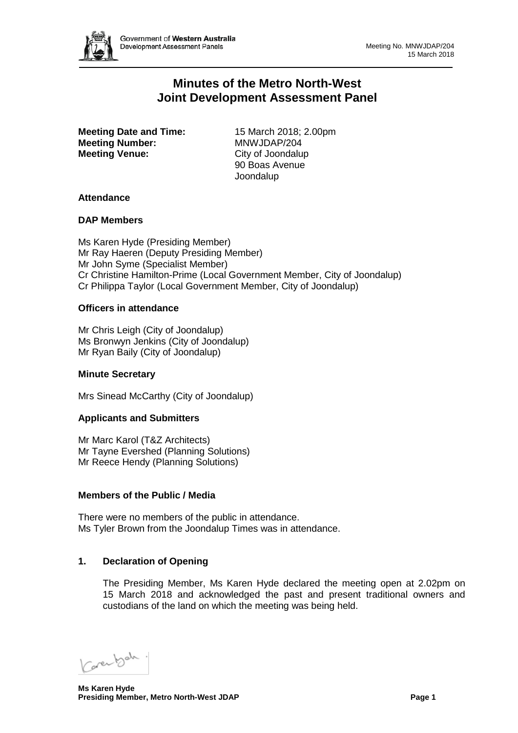# Minutes of the Metro North-West Joint Development Assessment Panel

**Meeting Date and Time:** 15 March 2018; 2.00pm
**Meeting Number:** MNWJDAP/204
**Meeting Venue:** City of Joondalup
90 Boas Avenue
Joondalup

### Attendance

### DAP Members

Ms Karen Hyde (Presiding Member)
Mr Ray Haeren (Deputy Presiding Member)
Mr John Syme (Specialist Member)
Cr Christine Hamilton-Prime (Local Government Member, City of Joondalup)
Cr Philippa Taylor (Local Government Member, City of Joondalup)

### Officers in attendance

Mr Chris Leigh (City of Joondalup)
Ms Bronwyn Jenkins (City of Joondalup)
Mr Ryan Baily (City of Joondalup)

### Minute Secretary

Mrs Sinead McCarthy (City of Joondalup)

### Applicants and Submitters

Mr Marc Karol (T&Z Architects)
Mr Tayne Evershed (Planning Solutions)
Mr Reece Hendy (Planning Solutions)

### Members of the Public / Media

There were no members of the public in attendance.
Ms Tyler Brown from the Joondalup Times was in attendance.

### 1. Declaration of Opening

The Presiding Member, Ms Karen Hyde declared the meeting open at 2.02pm on 15 March 2018 and acknowledged the past and present traditional owners and custodians of the land on which the meeting was being held.

**Ms Karen Hyde**
**Presiding Member, Metro North-West JDAP**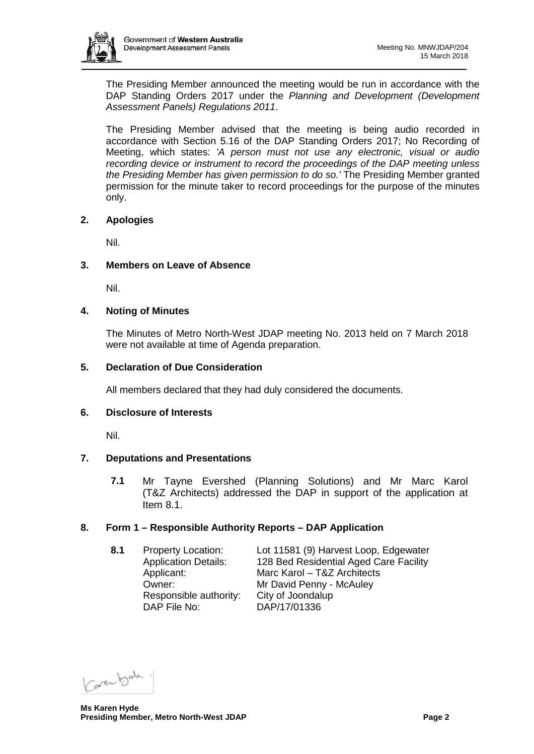The Presiding Member announced the meeting would be run in accordance with the DAP Standing Orders 2017 under the *Planning and Development (Development Assessment Panels) Regulations 2011*.

The Presiding Member advised that the meeting is being audio recorded in accordance with Section 5.16 of the DAP Standing Orders 2017; No Recording of Meeting, which states: *'A person must not use any electronic, visual or audio recording device or instrument to record the proceedings of the DAP meeting unless the Presiding Member has given permission to do so.'* The Presiding Member granted permission for the minute taker to record proceedings for the purpose of the minutes only.

## 2. Apologies

Nil.

## 3. Members on Leave of Absence

Nil.

## 4. Noting of Minutes

The Minutes of Metro North-West JDAP meeting No. 2013 held on 7 March 2018 were not available at time of Agenda preparation.

## 5. Declaration of Due Consideration

All members declared that they had duly considered the documents.

## 6. Disclosure of Interests

Nil.

## 7. Deputations and Presentations

**7.1** Mr Tayne Evershed (Planning Solutions) and Mr Marc Karol (T&Z Architects) addressed the DAP in support of the application at Item 8.1.

## 8. Form 1 – Responsible Authority Reports – DAP Application

**8.1**

| | |
|---|---|
| Property Location: | Lot 11581 (9) Harvest Loop, Edgewater |
| Application Details: | 128 Bed Residential Aged Care Facility |
| Applicant: | Marc Karol – T&Z Architects |
| Owner: | Mr David Penny - McAuley |
| Responsible authority: | City of Joondalup |
| DAP File No: | DAP/17/01336 |

**Ms Karen Hyde**
**Presiding Member, Metro North-West JDAP**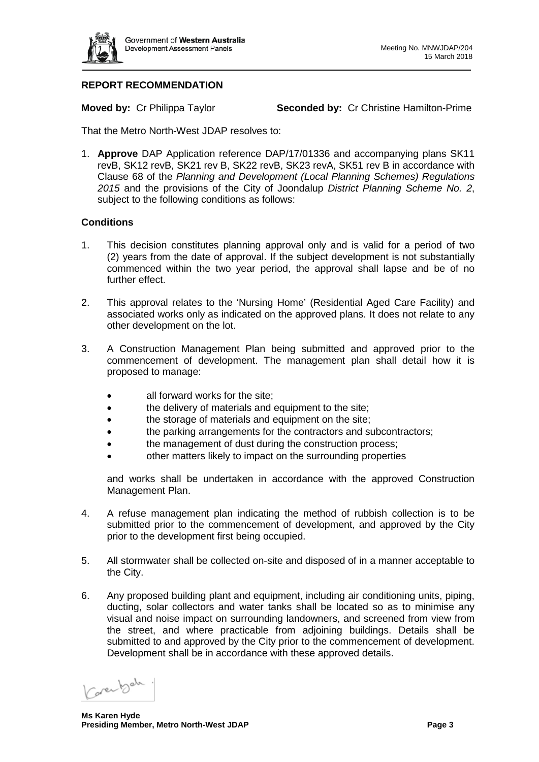## REPORT RECOMMENDATION

**Moved by:** Cr Philippa Taylor **Seconded by:** Cr Christine Hamilton-Prime

That the Metro North-West JDAP resolves to:

1. **Approve** DAP Application reference DAP/17/01336 and accompanying plans SK11 revB, SK12 revB, SK21 rev B, SK22 revB, SK23 revA, SK51 rev B in accordance with Clause 68 of the *Planning and Development (Local Planning Schemes) Regulations 2015* and the provisions of the City of Joondalup *District Planning Scheme No. 2*, subject to the following conditions as follows:

### Conditions

1. This decision constitutes planning approval only and is valid for a period of two (2) years from the date of approval. If the subject development is not substantially commenced within the two year period, the approval shall lapse and be of no further effect.

2. This approval relates to the 'Nursing Home' (Residential Aged Care Facility) and associated works only as indicated on the approved plans. It does not relate to any other development on the lot.

3. A Construction Management Plan being submitted and approved prior to the commencement of development. The management plan shall detail how it is proposed to manage:

   - all forward works for the site;
   - the delivery of materials and equipment to the site;
   - the storage of materials and equipment on the site;
   - the parking arrangements for the contractors and subcontractors;
   - the management of dust during the construction process;
   - other matters likely to impact on the surrounding properties

   and works shall be undertaken in accordance with the approved Construction Management Plan.

4. A refuse management plan indicating the method of rubbish collection is to be submitted prior to the commencement of development, and approved by the City prior to the development first being occupied.

5. All stormwater shall be collected on-site and disposed of in a manner acceptable to the City.

6. Any proposed building plant and equipment, including air conditioning units, piping, ducting, solar collectors and water tanks shall be located so as to minimise any visual and noise impact on surrounding landowners, and screened from view from the street, and where practicable from adjoining buildings. Details shall be submitted to and approved by the City prior to the commencement of development. Development shall be in accordance with these approved details.

**Ms Karen Hyde**
**Presiding Member, Metro North-West JDAP**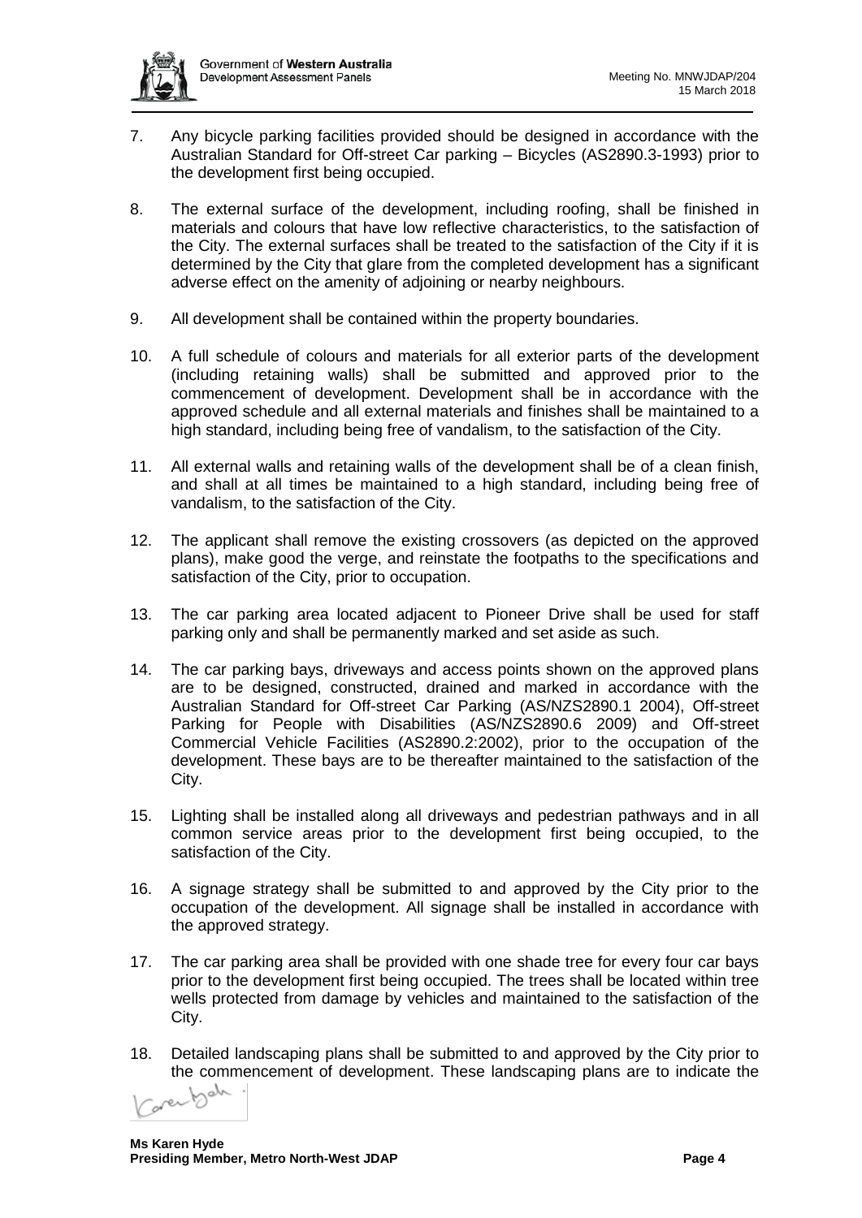7. Any bicycle parking facilities provided should be designed in accordance with the Australian Standard for Off-street Car parking – Bicycles (AS2890.3-1993) prior to the development first being occupied.

8. The external surface of the development, including roofing, shall be finished in materials and colours that have low reflective characteristics, to the satisfaction of the City. The external surfaces shall be treated to the satisfaction of the City if it is determined by the City that glare from the completed development has a significant adverse effect on the amenity of adjoining or nearby neighbours.

9. All development shall be contained within the property boundaries.

10. A full schedule of colours and materials for all exterior parts of the development (including retaining walls) shall be submitted and approved prior to the commencement of development. Development shall be in accordance with the approved schedule and all external materials and finishes shall be maintained to a high standard, including being free of vandalism, to the satisfaction of the City.

11. All external walls and retaining walls of the development shall be of a clean finish, and shall at all times be maintained to a high standard, including being free of vandalism, to the satisfaction of the City.

12. The applicant shall remove the existing crossovers (as depicted on the approved plans), make good the verge, and reinstate the footpaths to the specifications and satisfaction of the City, prior to occupation.

13. The car parking area located adjacent to Pioneer Drive shall be used for staff parking only and shall be permanently marked and set aside as such.

14. The car parking bays, driveways and access points shown on the approved plans are to be designed, constructed, drained and marked in accordance with the Australian Standard for Off-street Car Parking (AS/NZS2890.1 2004), Off-street Parking for People with Disabilities (AS/NZS2890.6 2009) and Off-street Commercial Vehicle Facilities (AS2890.2:2002), prior to the occupation of the development. These bays are to be thereafter maintained to the satisfaction of the City.

15. Lighting shall be installed along all driveways and pedestrian pathways and in all common service areas prior to the development first being occupied, to the satisfaction of the City.

16. A signage strategy shall be submitted to and approved by the City prior to the occupation of the development. All signage shall be installed in accordance with the approved strategy.

17. The car parking area shall be provided with one shade tree for every four car bays prior to the development first being occupied. The trees shall be located within tree wells protected from damage by vehicles and maintained to the satisfaction of the City.

18. Detailed landscaping plans shall be submitted to and approved by the City prior to the commencement of development. These landscaping plans are to indicate the

**Ms Karen Hyde**
**Presiding Member, Metro North-West JDAP**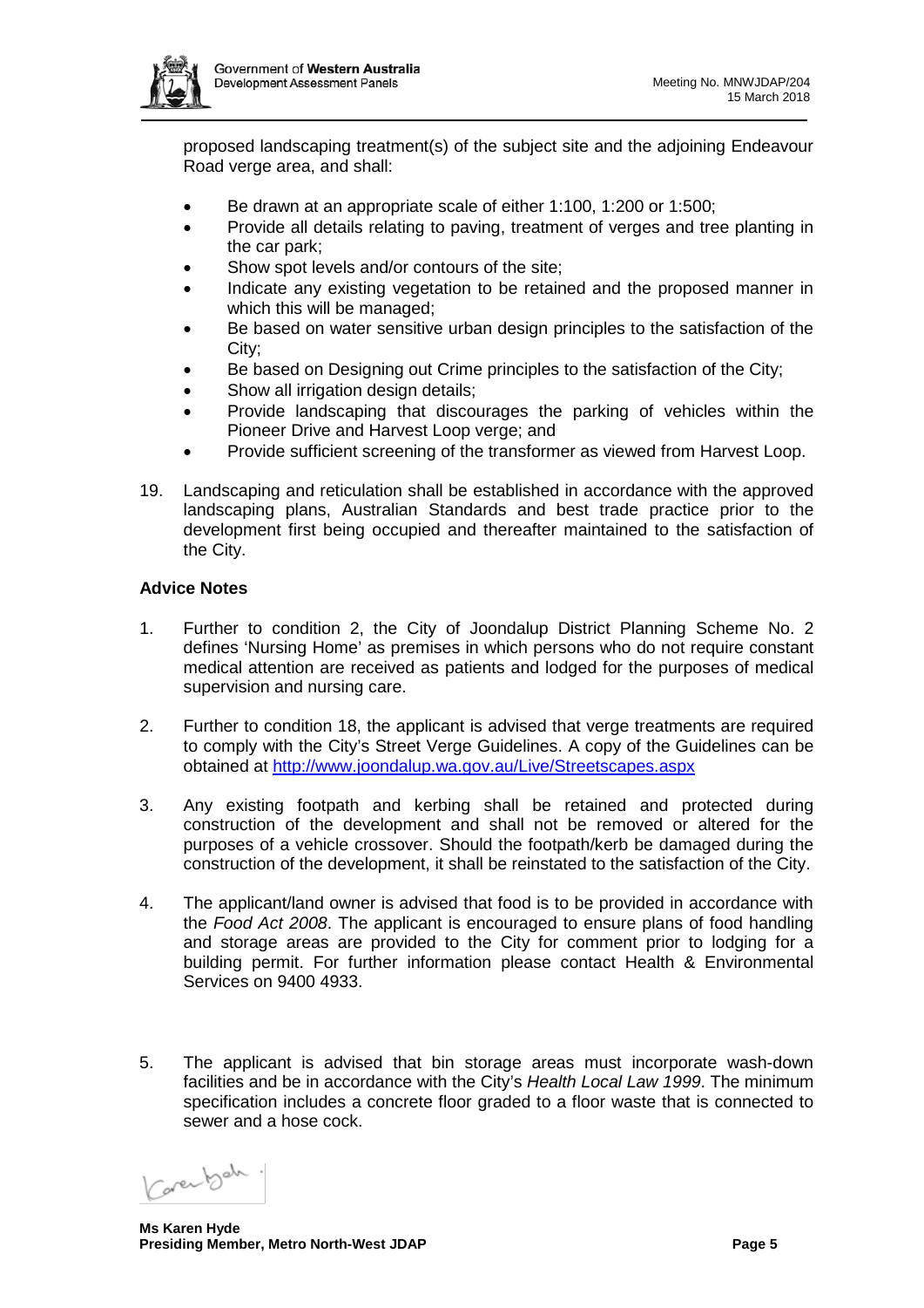proposed landscaping treatment(s) of the subject site and the adjoining Endeavour Road verge area, and shall:

- Be drawn at an appropriate scale of either 1:100, 1:200 or 1:500;
- Provide all details relating to paving, treatment of verges and tree planting in the car park;
- Show spot levels and/or contours of the site;
- Indicate any existing vegetation to be retained and the proposed manner in which this will be managed;
- Be based on water sensitive urban design principles to the satisfaction of the City;
- Be based on Designing out Crime principles to the satisfaction of the City;
- Show all irrigation design details;
- Provide landscaping that discourages the parking of vehicles within the Pioneer Drive and Harvest Loop verge; and
- Provide sufficient screening of the transformer as viewed from Harvest Loop.

19. Landscaping and reticulation shall be established in accordance with the approved landscaping plans, Australian Standards and best trade practice prior to the development first being occupied and thereafter maintained to the satisfaction of the City.

**Advice Notes**

1. Further to condition 2, the City of Joondalup District Planning Scheme No. 2 defines 'Nursing Home' as premises in which persons who do not require constant medical attention are received as patients and lodged for the purposes of medical supervision and nursing care.

2. Further to condition 18, the applicant is advised that verge treatments are required to comply with the City's Street Verge Guidelines. A copy of the Guidelines can be obtained at http://www.joondalup.wa.gov.au/Live/Streetscapes.aspx

3. Any existing footpath and kerbing shall be retained and protected during construction of the development and shall not be removed or altered for the purposes of a vehicle crossover. Should the footpath/kerb be damaged during the construction of the development, it shall be reinstated to the satisfaction of the City.

4. The applicant/land owner is advised that food is to be provided in accordance with the *Food Act 2008*. The applicant is encouraged to ensure plans of food handling and storage areas are provided to the City for comment prior to lodging for a building permit. For further information please contact Health & Environmental Services on 9400 4933.

5. The applicant is advised that bin storage areas must incorporate wash-down facilities and be in accordance with the City's *Health Local Law 1999*. The minimum specification includes a concrete floor graded to a floor waste that is connected to sewer and a hose cock.

**Ms Karen Hyde**
**Presiding Member, Metro North-West JDAP**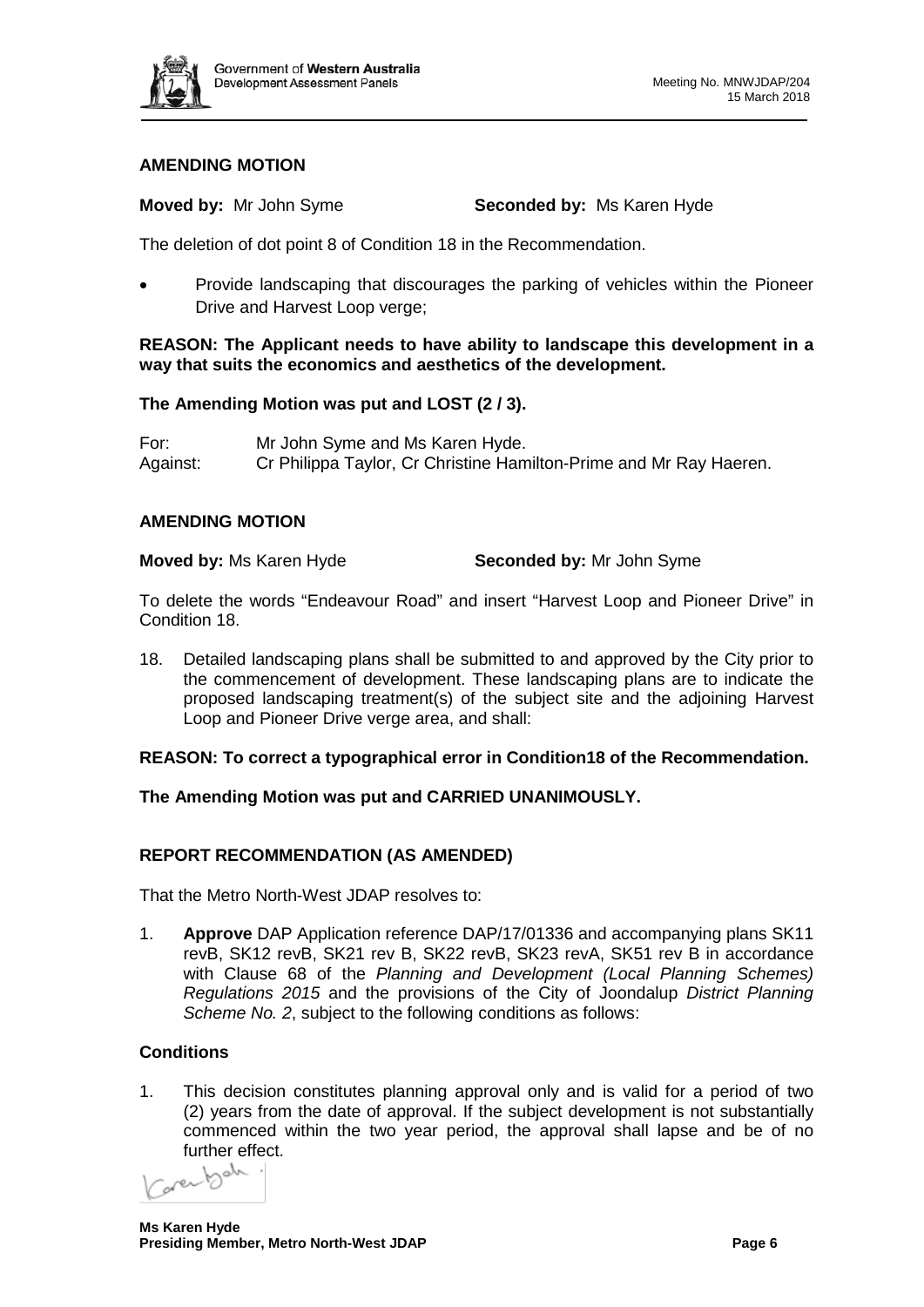### AMENDING MOTION

**Moved by:** Mr John Syme **Seconded by:** Ms Karen Hyde

The deletion of dot point 8 of Condition 18 in the Recommendation.

- Provide landscaping that discourages the parking of vehicles within the Pioneer Drive and Harvest Loop verge;

**REASON: The Applicant needs to have ability to landscape this development in a way that suits the economics and aesthetics of the development.**

**The Amending Motion was put and LOST (2 / 3).**

For: Mr John Syme and Ms Karen Hyde.
Against: Cr Philippa Taylor, Cr Christine Hamilton-Prime and Mr Ray Haeren.

### AMENDING MOTION

**Moved by:** Ms Karen Hyde **Seconded by:** Mr John Syme

To delete the words "Endeavour Road" and insert "Harvest Loop and Pioneer Drive" in Condition 18.

18. Detailed landscaping plans shall be submitted to and approved by the City prior to the commencement of development. These landscaping plans are to indicate the proposed landscaping treatment(s) of the subject site and the adjoining Harvest Loop and Pioneer Drive verge area, and shall:

**REASON: To correct a typographical error in Condition18 of the Recommendation.**

**The Amending Motion was put and CARRIED UNANIMOUSLY.**

### REPORT RECOMMENDATION (AS AMENDED)

That the Metro North-West JDAP resolves to:

1. **Approve** DAP Application reference DAP/17/01336 and accompanying plans SK11 revB, SK12 revB, SK21 rev B, SK22 revB, SK23 revA, SK51 rev B in accordance with Clause 68 of the *Planning and Development (Local Planning Schemes) Regulations 2015* and the provisions of the City of Joondalup *District Planning Scheme No. 2*, subject to the following conditions as follows:

### Conditions

1. This decision constitutes planning approval only and is valid for a period of two (2) years from the date of approval. If the subject development is not substantially commenced within the two year period, the approval shall lapse and be of no further effect.

**Ms Karen Hyde**
**Presiding Member, Metro North-West JDAP**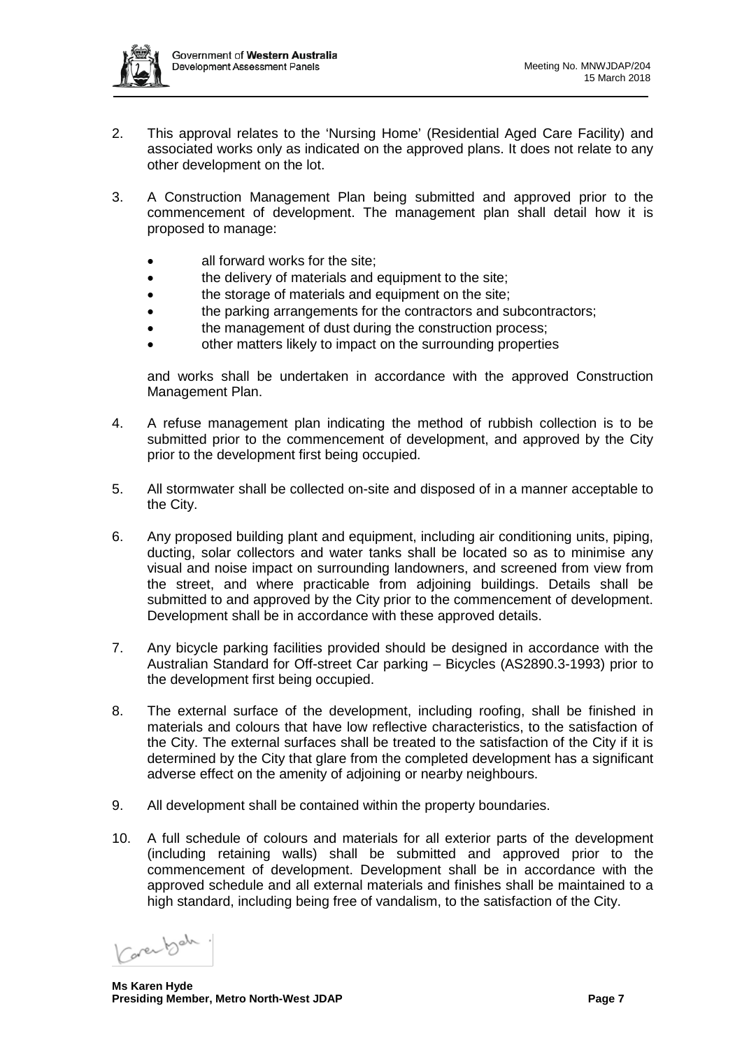2. This approval relates to the 'Nursing Home' (Residential Aged Care Facility) and associated works only as indicated on the approved plans. It does not relate to any other development on the lot.

3. A Construction Management Plan being submitted and approved prior to the commencement of development. The management plan shall detail how it is proposed to manage:

   - all forward works for the site;
   - the delivery of materials and equipment to the site;
   - the storage of materials and equipment on the site;
   - the parking arrangements for the contractors and subcontractors;
   - the management of dust during the construction process;
   - other matters likely to impact on the surrounding properties

   and works shall be undertaken in accordance with the approved Construction Management Plan.

4. A refuse management plan indicating the method of rubbish collection is to be submitted prior to the commencement of development, and approved by the City prior to the development first being occupied.

5. All stormwater shall be collected on-site and disposed of in a manner acceptable to the City.

6. Any proposed building plant and equipment, including air conditioning units, piping, ducting, solar collectors and water tanks shall be located so as to minimise any visual and noise impact on surrounding landowners, and screened from view from the street, and where practicable from adjoining buildings. Details shall be submitted to and approved by the City prior to the commencement of development. Development shall be in accordance with these approved details.

7. Any bicycle parking facilities provided should be designed in accordance with the Australian Standard for Off-street Car parking – Bicycles (AS2890.3-1993) prior to the development first being occupied.

8. The external surface of the development, including roofing, shall be finished in materials and colours that have low reflective characteristics, to the satisfaction of the City. The external surfaces shall be treated to the satisfaction of the City if it is determined by the City that glare from the completed development has a significant adverse effect on the amenity of adjoining or nearby neighbours.

9. All development shall be contained within the property boundaries.

10. A full schedule of colours and materials for all exterior parts of the development (including retaining walls) shall be submitted and approved prior to the commencement of development. Development shall be in accordance with the approved schedule and all external materials and finishes shall be maintained to a high standard, including being free of vandalism, to the satisfaction of the City.

**Ms Karen Hyde**
**Presiding Member, Metro North-West JDAP**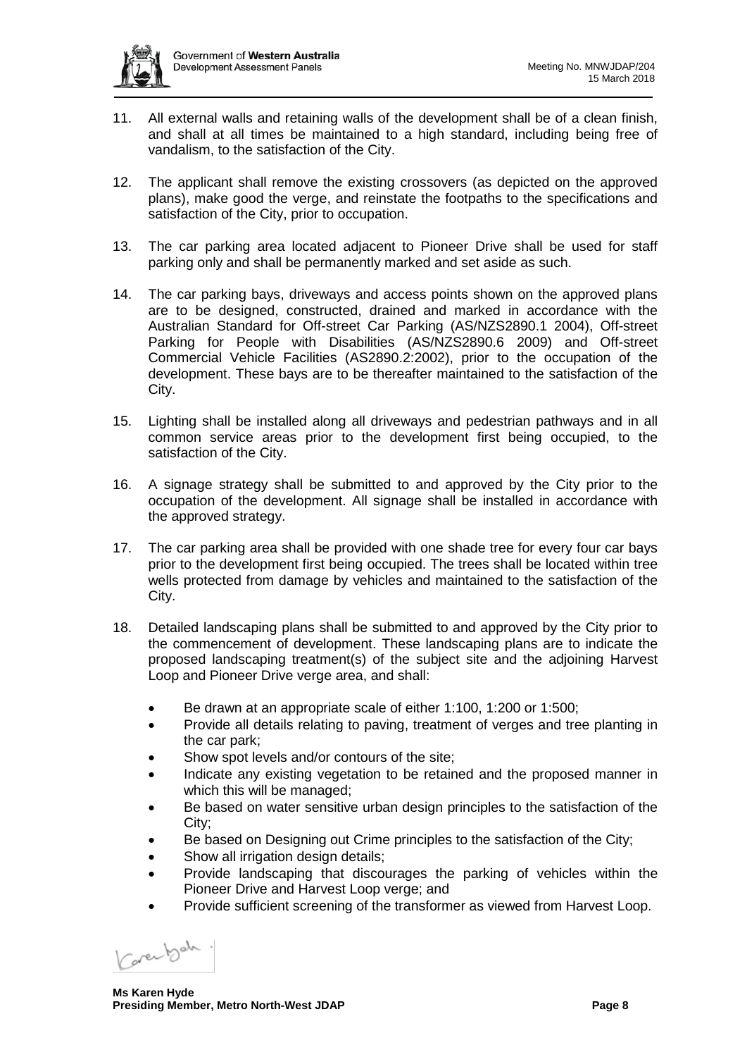11. All external walls and retaining walls of the development shall be of a clean finish, and shall at all times be maintained to a high standard, including being free of vandalism, to the satisfaction of the City.

12. The applicant shall remove the existing crossovers (as depicted on the approved plans), make good the verge, and reinstate the footpaths to the specifications and satisfaction of the City, prior to occupation.

13. The car parking area located adjacent to Pioneer Drive shall be used for staff parking only and shall be permanently marked and set aside as such.

14. The car parking bays, driveways and access points shown on the approved plans are to be designed, constructed, drained and marked in accordance with the Australian Standard for Off-street Car Parking (AS/NZS2890.1 2004), Off-street Parking for People with Disabilities (AS/NZS2890.6 2009) and Off-street Commercial Vehicle Facilities (AS2890.2:2002), prior to the occupation of the development. These bays are to be thereafter maintained to the satisfaction of the City.

15. Lighting shall be installed along all driveways and pedestrian pathways and in all common service areas prior to the development first being occupied, to the satisfaction of the City.

16. A signage strategy shall be submitted to and approved by the City prior to the occupation of the development. All signage shall be installed in accordance with the approved strategy.

17. The car parking area shall be provided with one shade tree for every four car bays prior to the development first being occupied. The trees shall be located within tree wells protected from damage by vehicles and maintained to the satisfaction of the City.

18. Detailed landscaping plans shall be submitted to and approved by the City prior to the commencement of development. These landscaping plans are to indicate the proposed landscaping treatment(s) of the subject site and the adjoining Harvest Loop and Pioneer Drive verge area, and shall:

    - Be drawn at an appropriate scale of either 1:100, 1:200 or 1:500;
    - Provide all details relating to paving, treatment of verges and tree planting in the car park;
    - Show spot levels and/or contours of the site;
    - Indicate any existing vegetation to be retained and the proposed manner in which this will be managed;
    - Be based on water sensitive urban design principles to the satisfaction of the City;
    - Be based on Designing out Crime principles to the satisfaction of the City;
    - Show all irrigation design details;
    - Provide landscaping that discourages the parking of vehicles within the Pioneer Drive and Harvest Loop verge; and
    - Provide sufficient screening of the transformer as viewed from Harvest Loop.

**Ms Karen Hyde**
**Presiding Member, Metro North-West JDAP**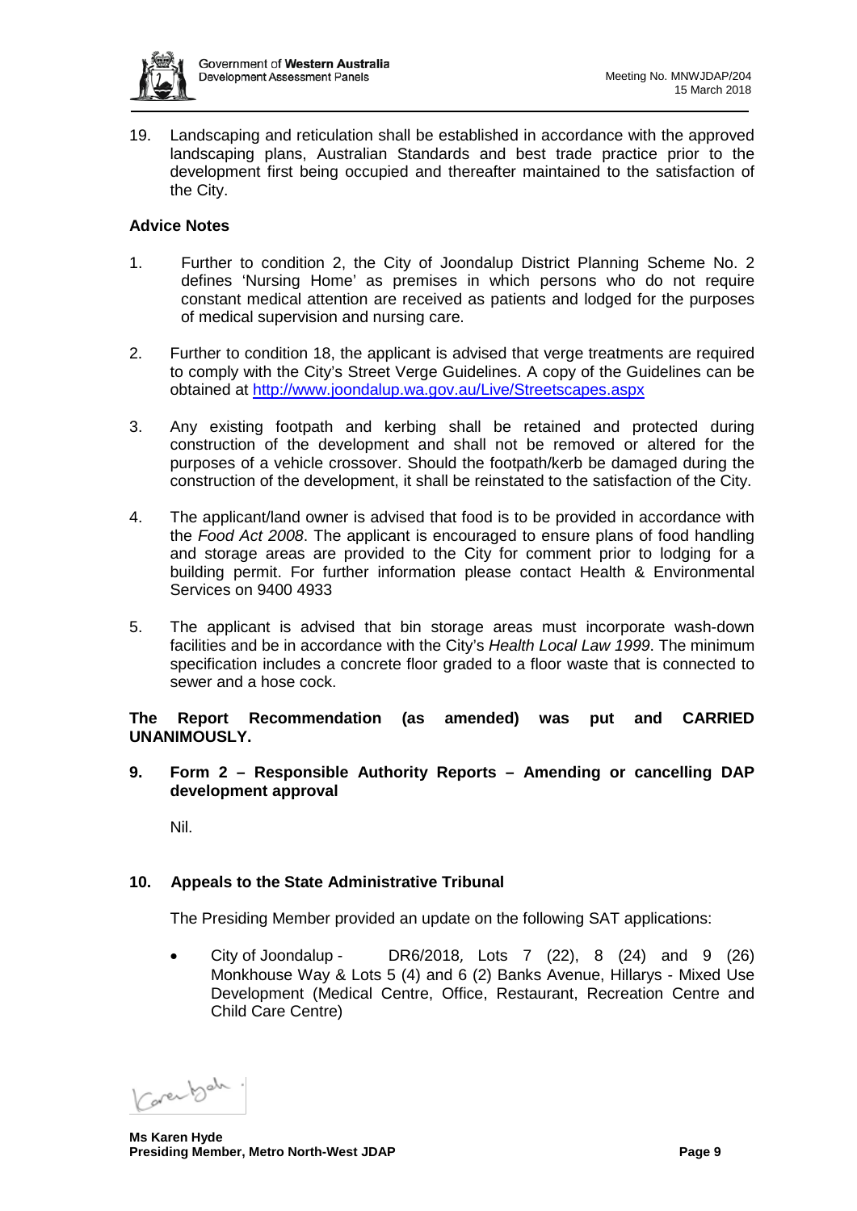19. Landscaping and reticulation shall be established in accordance with the approved landscaping plans, Australian Standards and best trade practice prior to the development first being occupied and thereafter maintained to the satisfaction of the City.

**Advice Notes**

1. Further to condition 2, the City of Joondalup District Planning Scheme No. 2 defines 'Nursing Home' as premises in which persons who do not require constant medical attention are received as patients and lodged for the purposes of medical supervision and nursing care.

2. Further to condition 18, the applicant is advised that verge treatments are required to comply with the City's Street Verge Guidelines. A copy of the Guidelines can be obtained at http://www.joondalup.wa.gov.au/Live/Streetscapes.aspx

3. Any existing footpath and kerbing shall be retained and protected during construction of the development and shall not be removed or altered for the purposes of a vehicle crossover. Should the footpath/kerb be damaged during the construction of the development, it shall be reinstated to the satisfaction of the City.

4. The applicant/land owner is advised that food is to be provided in accordance with the *Food Act 2008*. The applicant is encouraged to ensure plans of food handling and storage areas are provided to the City for comment prior to lodging for a building permit. For further information please contact Health & Environmental Services on 9400 4933

5. The applicant is advised that bin storage areas must incorporate wash-down facilities and be in accordance with the City's *Health Local Law 1999*. The minimum specification includes a concrete floor graded to a floor waste that is connected to sewer and a hose cock.

**The Report Recommendation (as amended) was put and CARRIED UNANIMOUSLY.**

**9. Form 2 – Responsible Authority Reports – Amending or cancelling DAP development approval**

Nil.

**10. Appeals to the State Administrative Tribunal**

The Presiding Member provided an update on the following SAT applications:

- City of Joondalup - DR6/2018, Lots 7 (22), 8 (24) and 9 (26) Monkhouse Way & Lots 5 (4) and 6 (2) Banks Avenue, Hillarys - Mixed Use Development (Medical Centre, Office, Restaurant, Recreation Centre and Child Care Centre)

**Ms Karen Hyde**
**Presiding Member, Metro North-West JDAP**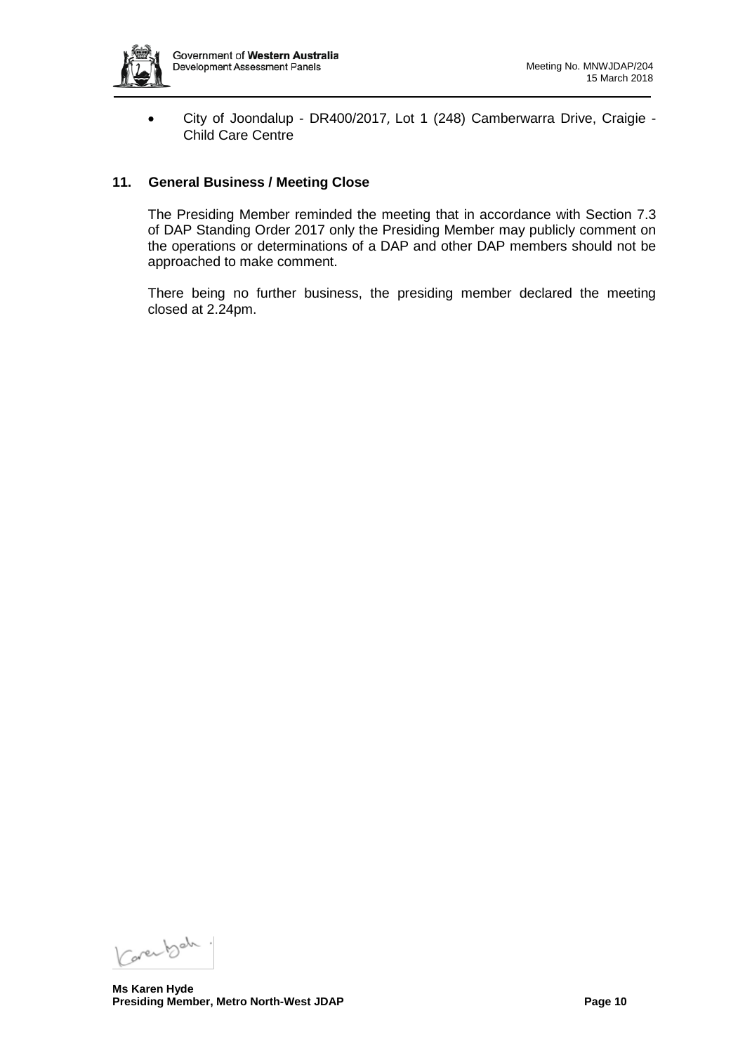- City of Joondalup - DR400/2017, Lot 1 (248) Camberwarra Drive, Craigie - Child Care Centre

## 11. General Business / Meeting Close

The Presiding Member reminded the meeting that in accordance with Section 7.3 of DAP Standing Order 2017 only the Presiding Member may publicly comment on the operations or determinations of a DAP and other DAP members should not be approached to make comment.

There being no further business, the presiding member declared the meeting closed at 2.24pm.

**Ms Karen Hyde**
**Presiding Member, Metro North-West JDAP**